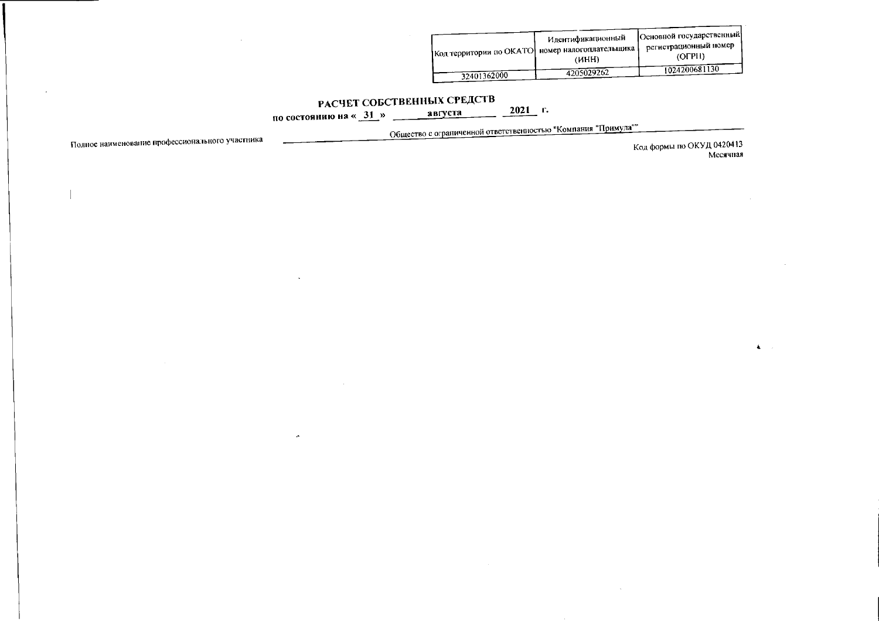| Код территории по ОКАТО | Идентификационный номер налогоплательщика (ИНН) | Основной государственный регистрационный номер (ОГРН) |
|---|---|---|
| 32401362000 | 4205029262 | 1024200681130 |

# РАСЧЕТ СОБСТВЕННЫХ СРЕДСТВ

**по состоянию на « 31 » августа 2021 г.**

Полное наименование профессионального участника: Общество с ограниченной ответственностью "Компания "Примула""

Код формы по ОКУД 0420413

Месячная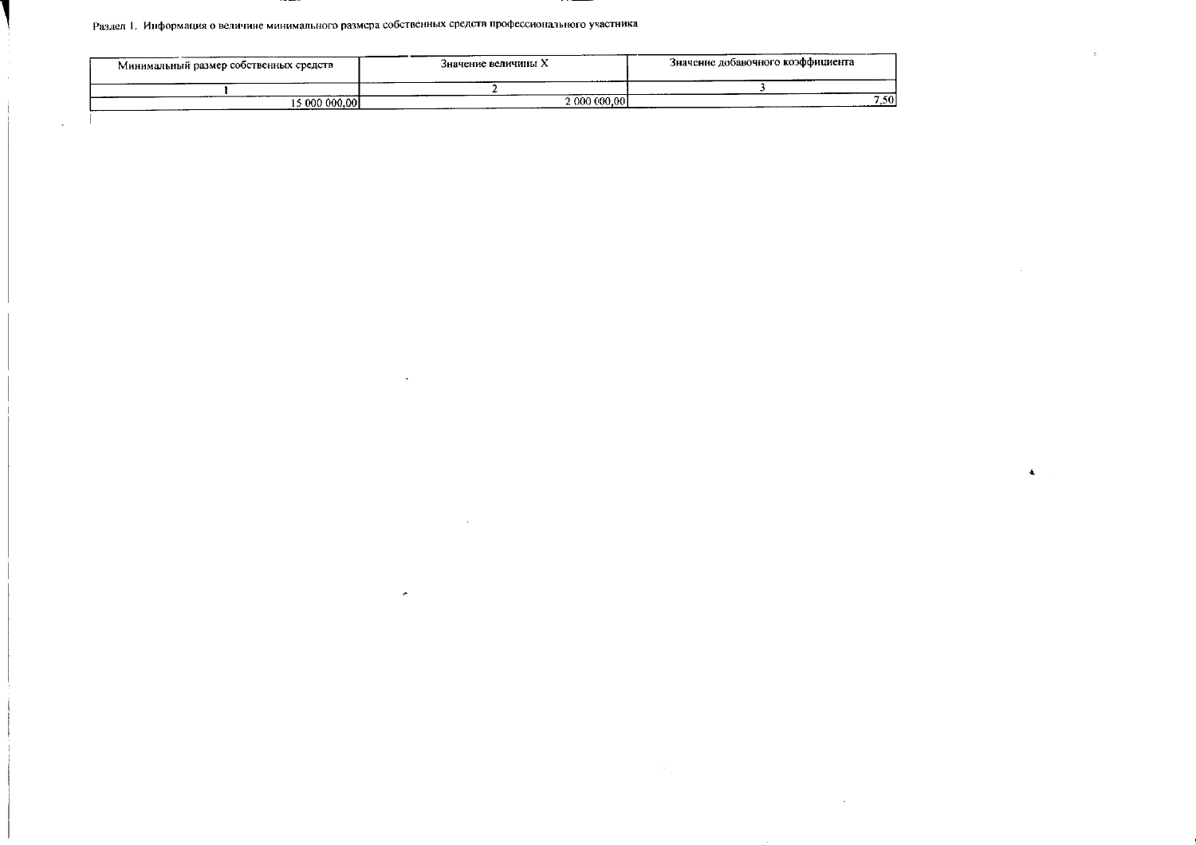Раздел 1. Информация о величине минимального размера собственных средств профессионального участника

| Минимальный размер собственных средств | Значение величины X | Значение добавочного коэффициента |
|---|---|---|
| 1 | 2 | 3 |
| 15 000 000,00 | 2 000 000,00 | 7,50 |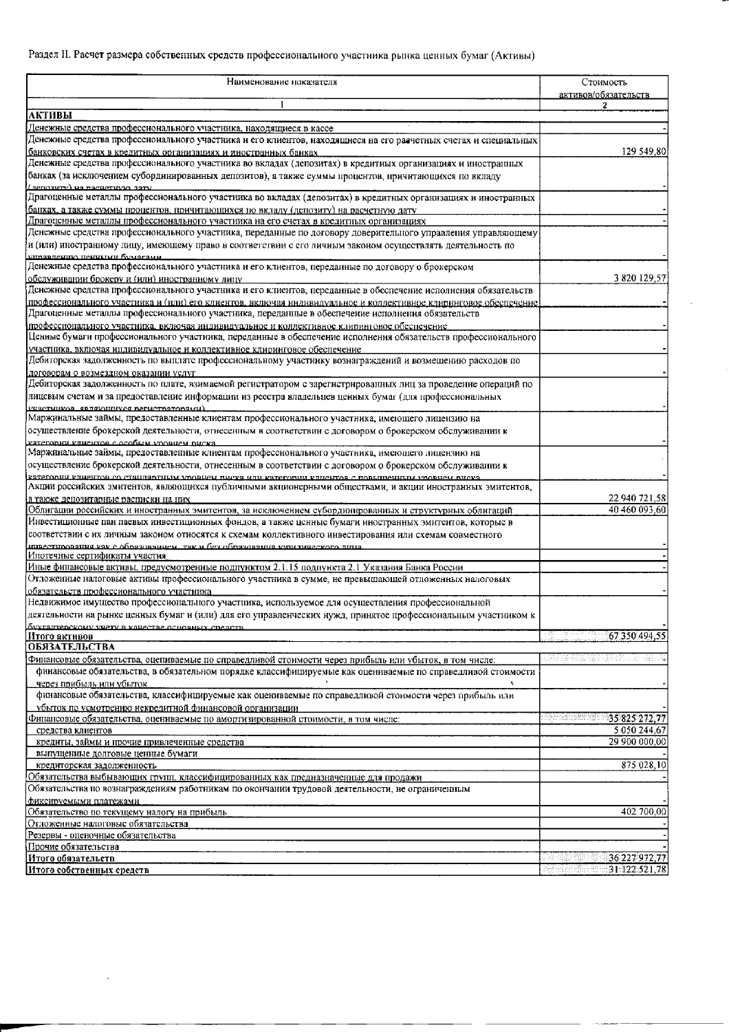Раздел II. Расчет размера собственных средств профессионального участника рынка ценных бумаг (Активы)

| Наименование показателя | Стоимость активов/обязательств |
|---|---|
| 1 | 2 |
| **АКТИВЫ** | |
| Денежные средства профессионального участника, находящиеся в кассе | - |
| Денежные средства профессионального участника и его клиентов, находящиеся на его расчетных счетах и специальных банковских счетах в кредитных организациях и иностранных банках | 129 549,80 |
| Денежные средства профессионального участника во вкладах (депозитах) в кредитных организациях и иностранных банках (за исключением субординированных депозитов), а также суммы процентов, причитающихся по вкладу (депозиту) на расчетную дату | - |
| Драгоценные металлы профессионального участника во вкладах (депозитах) в кредитных организациях и иностранных банках, а также суммы процентов, причитающихся по вкладу (депозиту) на расчетную дату | - |
| Драгоценные металлы профессионального участника на его счетах в кредитных организациях | - |
| Денежные средства профессионального участника, переданные по договору доверительного управления управляющему и (или) иностранному лицу, имеющему право в соответствии с его личным законом осуществлять деятельность по управлению ценными бумагами | - |
| Денежные средства профессионального участника и его клиентов, переданные по договору о брокерском обслуживании брокеру и (или) иностранному лицу | 3 820 129,57 |
| Денежные средства профессионального участника и его клиентов, переданные в обеспечение исполнения обязательств профессионального участника и (или) его клиентов, включая индивидуальное и коллективное клиринговое обеспечение | - |
| Драгоценные металлы профессионального участника, переданные в обеспечение исполнения обязательств профессионального участника, включая индивидуальное и коллективное клиринговое обеспечение | - |
| Ценные бумаги профессионального участника, переданные в обеспечение исполнения обязательств профессионального участника, включая индивидуальное и коллективное клиринговое обеспечение | - |
| Дебиторская задолженность по выплате профессиональному участнику вознаграждений и возмещению расходов по договорам о возмездном оказании услуг | - |
| Дебиторская задолженность по плате, взимаемой регистратором с зарегистрированных лиц за проведение операций по лицевым счетам и за предоставление информации из реестра владельцев ценных бумаг (для профессиональных участников, являющихся регистраторами) | - |
| Маржинальные займы, предоставленные клиентам профессионального участника, имеющего лицензию на осуществление брокерской деятельности, отнесенным в соответствии с договором о брокерском обслуживании к категории клиентов с особым уровнем риска | - |
| Маржинальные займы, предоставленные клиентам профессионального участника, имеющего лицензию на осуществление брокерской деятельности, отнесенным в соответствии с договором о брокерском обслуживании к категории клиентов со стандартным уровнем риска или категории клиентов с повышенным уровнем риска | - |
| Акции российских эмитентов, являющихся публичными акционерными обществами, и акции иностранных эмитентов, а также депозитарные расписки на них | 22 940 721,58 |
| Облигации российских и иностранных эмитентов, за исключением субординированных и структурных облигаций | 40 460 093,60 |
| Инвестиционные паи паевых инвестиционных фондов, а также ценные бумаги иностранных эмитентов, которые в соответствии с их личным законом относятся к схемам коллективного инвестирования или схемам совместного инвестирования как с образованием, так и без образования юридического лица | - |
| Ипотечные сертификаты участия | - |
| Иные финансовые активы, предусмотренные подпунктом 2.1.15 подпункта 2.1 Указания Банка России | - |
| Отложенные налоговые активы профессионального участника в сумме, не превышающей отложенных налоговых обязательств профессионального участника | - |
| Недвижимое имущество профессионального участника, используемое для осуществления профессиональной деятельности на рынке ценных бумаг и (или) для его управленческих нужд, принятое профессиональным участником к бухгалтерскому учету в качестве основных средств | - |
| **Итого активов** | 67 350 494,55 |
| **ОБЯЗАТЕЛЬСТВА** | |
| Финансовые обязательства, оцениваемые по справедливой стоимости через прибыль или убыток, в том числе: | |
| финансовые обязательства, в обязательном порядке классифицируемые как оцениваемые по справедливой стоимости через прибыль или убыток | - |
| финансовые обязательства, классифицируемые как оцениваемые по справедливой стоимости через прибыль или убыток по усмотрению некредитной финансовой организации | - |
| Финансовые обязательства, оцениваемые по амортизированной стоимости, в том числе: | 35 825 272,77 |
| средства клиентов | 5 050 244,67 |
| кредиты, займы и прочие привлеченные средства | 29 900 000,00 |
| выпущенные долговые ценные бумаги | - |
| кредиторская задолженность | 875 028,10 |
| Обязательства выбывающих групп, классифицированных как предназначенные для продажи | - |
| Обязательства по вознаграждениям работникам по окончании трудовой деятельности, не ограниченным фиксируемыми платежами | - |
| Обязательство по текущему налогу на прибыль | 402 700,00 |
| Отложенные налоговые обязательства | - |
| Резервы - оценочные обязательства | - |
| Прочие обязательства | - |
| **Итого обязательств** | 36 227 972,77 |
| **Итого собственных средств** | 31 122 521,78 |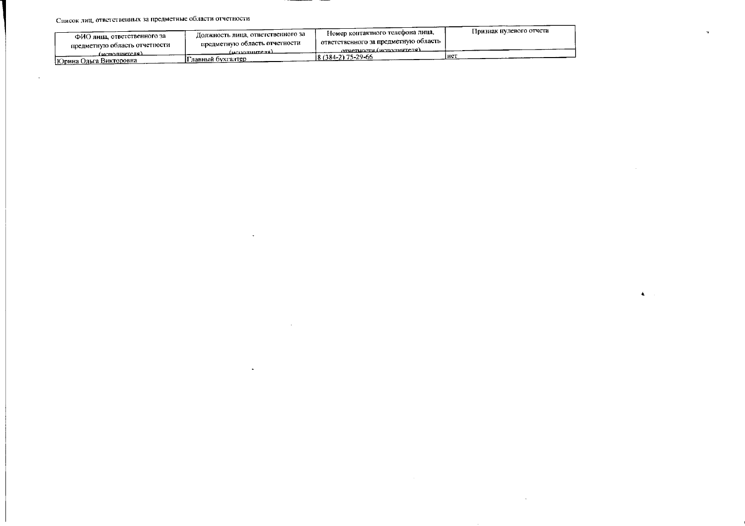Список лиц, ответственных за предметные области отчетности

| ФИО лица, ответственного за предметную область отчетности (исполнителя) | Должность лица, ответственного за предметную область отчетности (исполнителя) | Номер контактного телефона лица, ответственного за предметную область отчетности (исполнителя) | Признак нулевого отчета |
|---|---|---|---|
| Юрина Ольга Викторовна | Главный бухгалтер | 8 (384-2) 75-29-66 | нет |